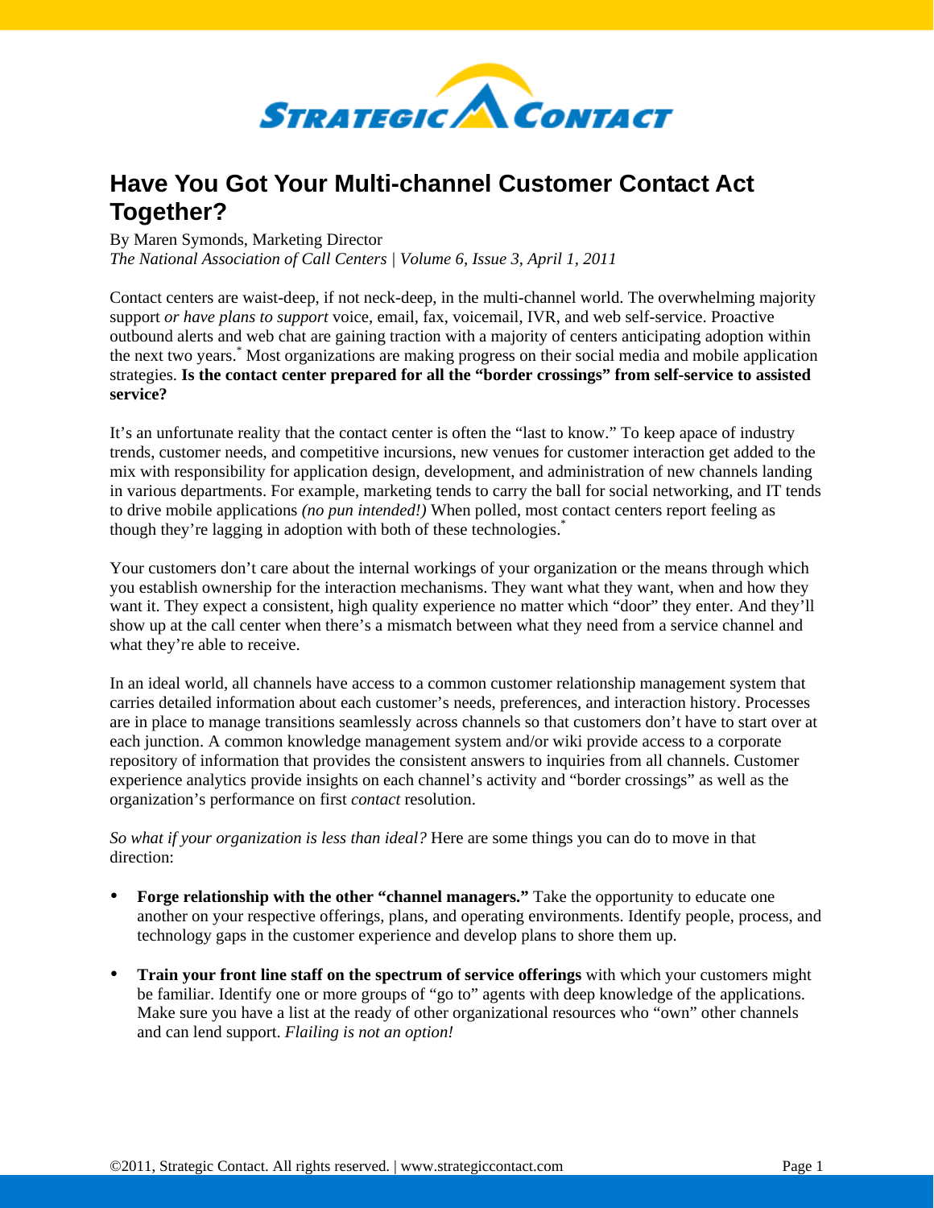# Have You Got Your Multi-channel Customer Contact Act Together?

By Maren Symonds, Marketing Director
*The National Association of Call Centers | Volume 6, Issue 3, April 1, 2011*

Contact centers are waist-deep, if not neck-deep, in the multi-channel world. The overwhelming majority support *or have plans to support* voice, email, fax, voicemail, IVR, and web self-service. Proactive outbound alerts and web chat are gaining traction with a majority of centers anticipating adoption within the next two years.[*] Most organizations are making progress on their social media and mobile application strategies. **Is the contact center prepared for all the "border crossings" from self-service to assisted service?**

It's an unfortunate reality that the contact center is often the "last to know." To keep apace of industry trends, customer needs, and competitive incursions, new venues for customer interaction get added to the mix with responsibility for application design, development, and administration of new channels landing in various departments. For example, marketing tends to carry the ball for social networking, and IT tends to drive mobile applications *(no pun intended!)* When polled, most contact centers report feeling as though they're lagging in adoption with both of these technologies.[*]

Your customers don't care about the internal workings of your organization or the means through which you establish ownership for the interaction mechanisms. They want what they want, when and how they want it. They expect a consistent, high quality experience no matter which "door" they enter. And they'll show up at the call center when there's a mismatch between what they need from a service channel and what they're able to receive.

In an ideal world, all channels have access to a common customer relationship management system that carries detailed information about each customer's needs, preferences, and interaction history. Processes are in place to manage transitions seamlessly across channels so that customers don't have to start over at each junction. A common knowledge management system and/or wiki provide access to a corporate repository of information that provides the consistent answers to inquiries from all channels. Customer experience analytics provide insights on each channel's activity and "border crossings" as well as the organization's performance on first *contact* resolution.

*So what if your organization is less than ideal?* Here are some things you can do to move in that direction:

- **Forge relationship with the other "channel managers."** Take the opportunity to educate one another on your respective offerings, plans, and operating environments. Identify people, process, and technology gaps in the customer experience and develop plans to shore them up.

- **Train your front line staff on the spectrum of service offerings** with which your customers might be familiar. Identify one or more groups of "go to" agents with deep knowledge of the applications. Make sure you have a list at the ready of other organizational resources who "own" other channels and can lend support. *Flailing is not an option!*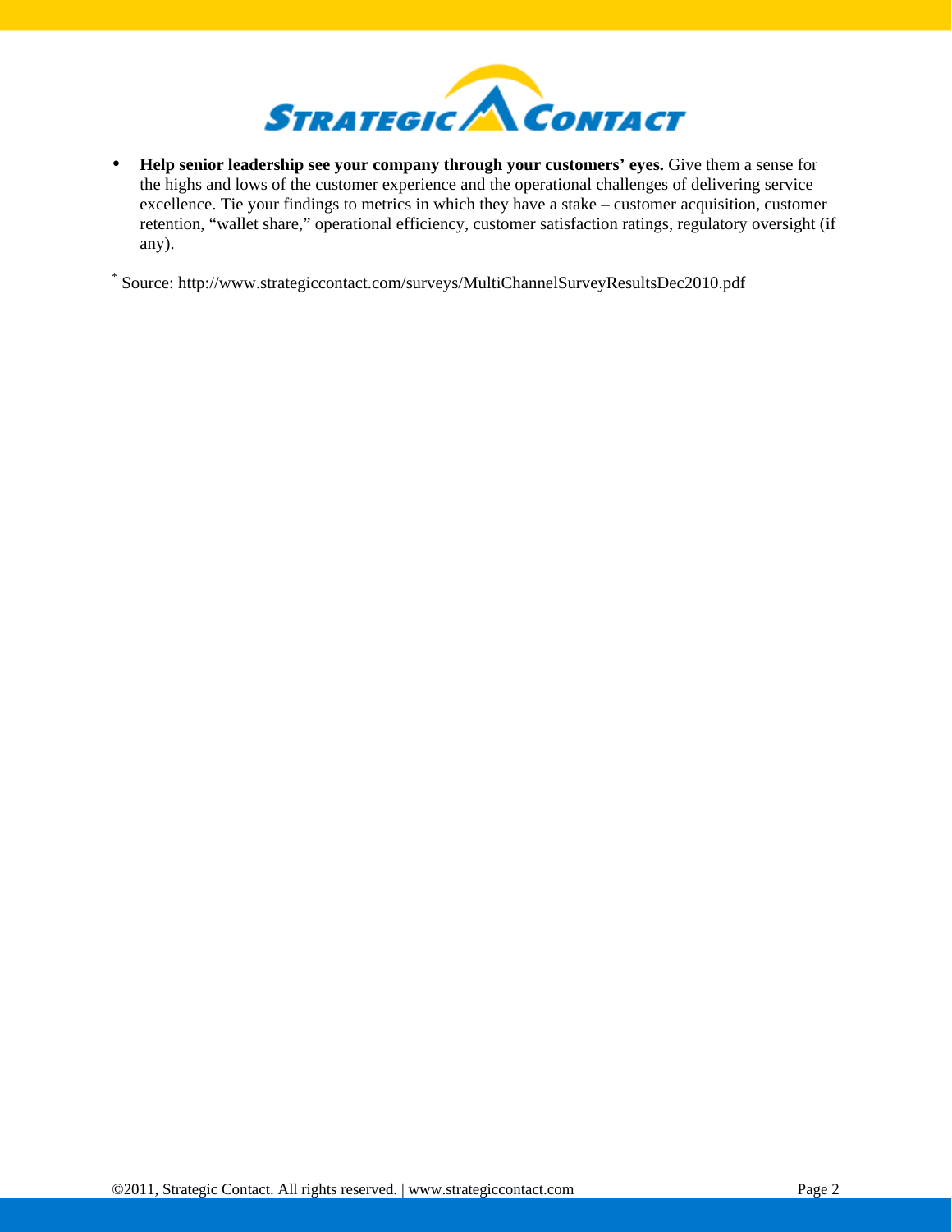- **Help senior leadership see your company through your customers' eyes.** Give them a sense for the highs and lows of the customer experience and the operational challenges of delivering service excellence. Tie your findings to metrics in which they have a stake – customer acquisition, customer retention, "wallet share," operational efficiency, customer satisfaction ratings, regulatory oversight (if any).

* Source: http://www.strategiccontact.com/surveys/MultiChannelSurveyResultsDec2010.pdf